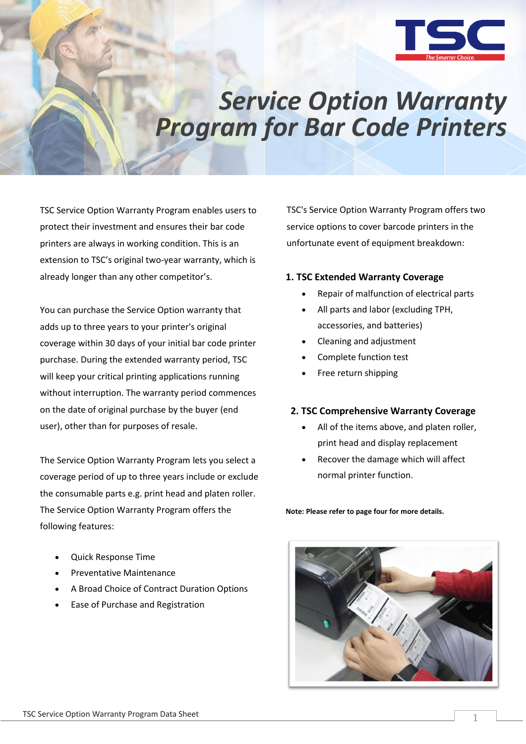# Service Option Warranty Program for Bar Code Printers

TSC Service Option Warranty Program enables users to protect their investment and ensures their bar code printers are always in working condition. This is an extension to TSC's original two-year warranty, which is already longer than any other competitor's.

You can purchase the Service Option warranty that adds up to three years to your printer's original coverage within 30 days of your initial bar code printer purchase. During the extended warranty period, TSC will keep your critical printing applications running without interruption. The warranty period commences on the date of original purchase by the buyer (end user), other than for purposes of resale.

The Service Option Warranty Program lets you select a coverage period of up to three years include or exclude the consumable parts e.g. print head and platen roller. The Service Option Warranty Program offers the following features:

- Quick Response Time
- Preventative Maintenance
- A Broad Choice of Contract Duration Options
- Ease of Purchase and Registration

TSC's Service Option Warranty Program offers two service options to cover barcode printers in the unfortunate event of equipment breakdown:

### 1. TSC Extended Warranty Coverage

- Repair of malfunction of electrical parts
- All parts and labor (excluding TPH, accessories, and batteries)
- Cleaning and adjustment
- Complete function test
- Free return shipping

### 2. TSC Comprehensive Warranty Coverage

- All of the items above, and platen roller, print head and display replacement
- Recover the damage which will affect normal printer function.

**Note: Please refer to page four for more details.**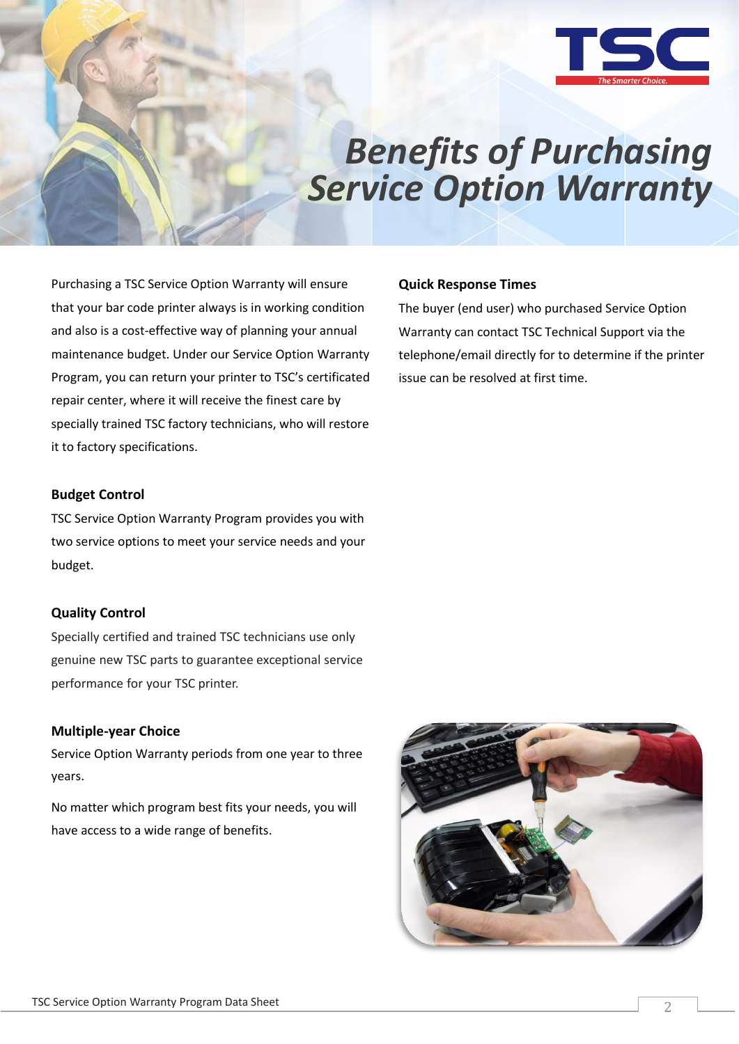# Benefits of Purchasing Service Option Warranty

Purchasing a TSC Service Option Warranty will ensure that your bar code printer always is in working condition and also is a cost-effective way of planning your annual maintenance budget. Under our Service Option Warranty Program, you can return your printer to TSC's certificated repair center, where it will receive the finest care by specially trained TSC factory technicians, who will restore it to factory specifications.

**Budget Control**

TSC Service Option Warranty Program provides you with two service options to meet your service needs and your budget.

**Quality Control**

Specially certified and trained TSC technicians use only genuine new TSC parts to guarantee exceptional service performance for your TSC printer.

**Multiple-year Choice**

Service Option Warranty periods from one year to three years.

No matter which program best fits your needs, you will have access to a wide range of benefits.

**Quick Response Times**

The buyer (end user) who purchased Service Option Warranty can contact TSC Technical Support via the telephone/email directly for to determine if the printer issue can be resolved at first time.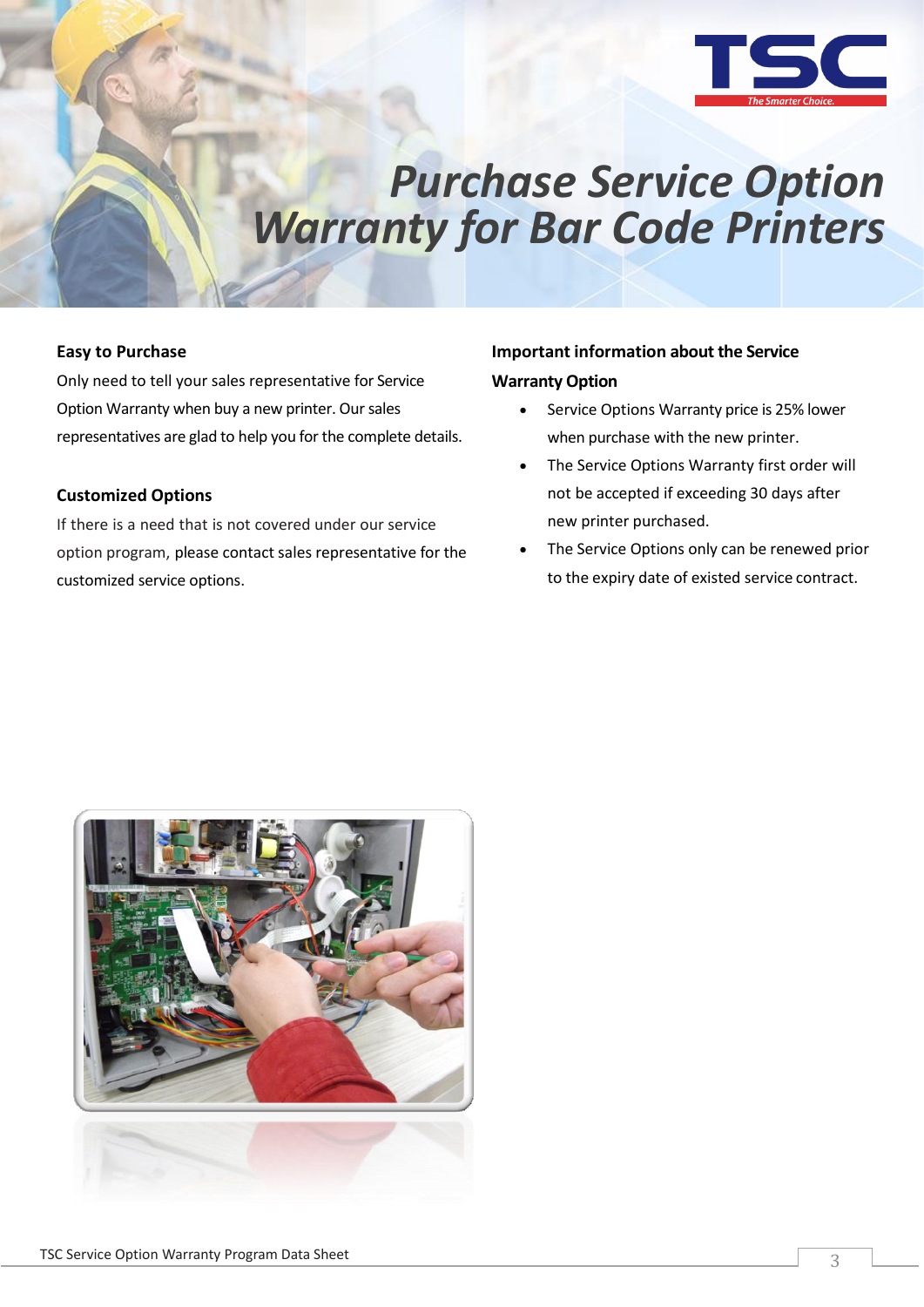# Purchase Service Option Warranty for Bar Code Printers

## Easy to Purchase

Only need to tell your sales representative for Service Option Warranty when buy a new printer. Our sales representatives are glad to help you for the complete details.

## Customized Options

If there is a need that is not covered under our service option program, please contact sales representative for the customized service options.

## Important information about the Service Warranty Option

- Service Options Warranty price is 25% lower when purchase with the new printer.
- The Service Options Warranty first order will not be accepted if exceeding 30 days after new printer purchased.
- The Service Options only can be renewed prior to the expiry date of existed service contract.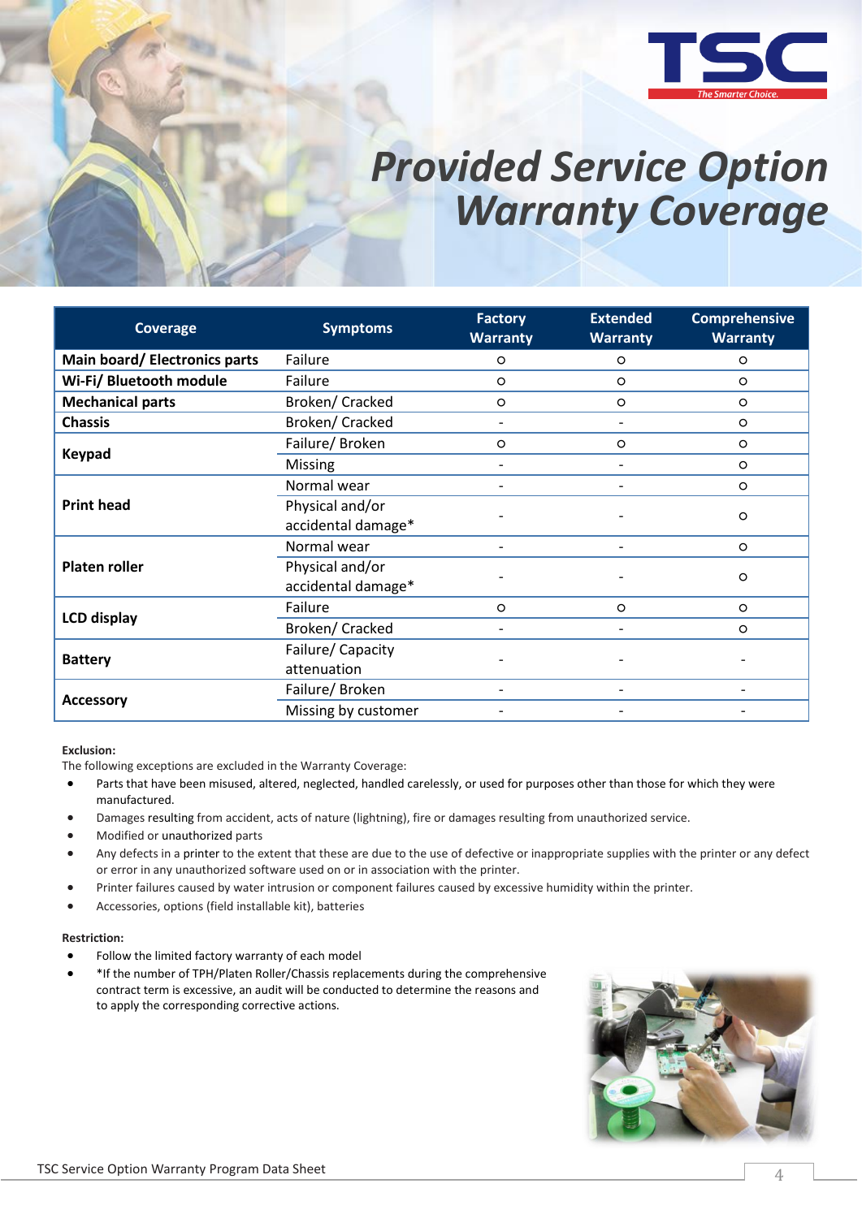# Provided Service Option Warranty Coverage

| Coverage | Symptoms | Factory Warranty | Extended Warranty | Comprehensive Warranty |
|---|---|---|---|---|
| **Main board/ Electronics parts** | Failure | ○ | ○ | ○ |
| **Wi-Fi/ Bluetooth module** | Failure | ○ | ○ | ○ |
| **Mechanical parts** | Broken/ Cracked | ○ | ○ | ○ |
| **Chassis** | Broken/ Cracked | - | - | ○ |
| **Keypad** | Failure/ Broken | ○ | ○ | ○ |
| | Missing | - | - | ○ |
| **Print head** | Normal wear | - | - | ○ |
| | Physical and/or accidental damage* | - | - | ○ |
| **Platen roller** | Normal wear | - | - | ○ |
| | Physical and/or accidental damage* | - | - | ○ |
| **LCD display** | Failure | ○ | ○ | ○ |
| | Broken/ Cracked | - | - | ○ |
| **Battery** | Failure/ Capacity attenuation | - | - | - |
| **Accessory** | Failure/ Broken | - | - | - |
| | Missing by customer | - | - | - |

**Exclusion:**

The following exceptions are excluded in the Warranty Coverage:

- Parts that have been misused, altered, neglected, handled carelessly, or used for purposes other than those for which they were manufactured.
- Damages resulting from accident, acts of nature (lightning), fire or damages resulting from unauthorized service.
- Modified or unauthorized parts
- Any defects in a printer to the extent that these are due to the use of defective or inappropriate supplies with the printer or any defect or error in any unauthorized software used on or in association with the printer.
- Printer failures caused by water intrusion or component failures caused by excessive humidity within the printer.
- Accessories, options (field installable kit), batteries

**Restriction:**

- Follow the limited factory warranty of each model
- *If the number of TPH/Platen Roller/Chassis replacements during the comprehensive contract term is excessive, an audit will be conducted to determine the reasons and to apply the corresponding corrective actions.